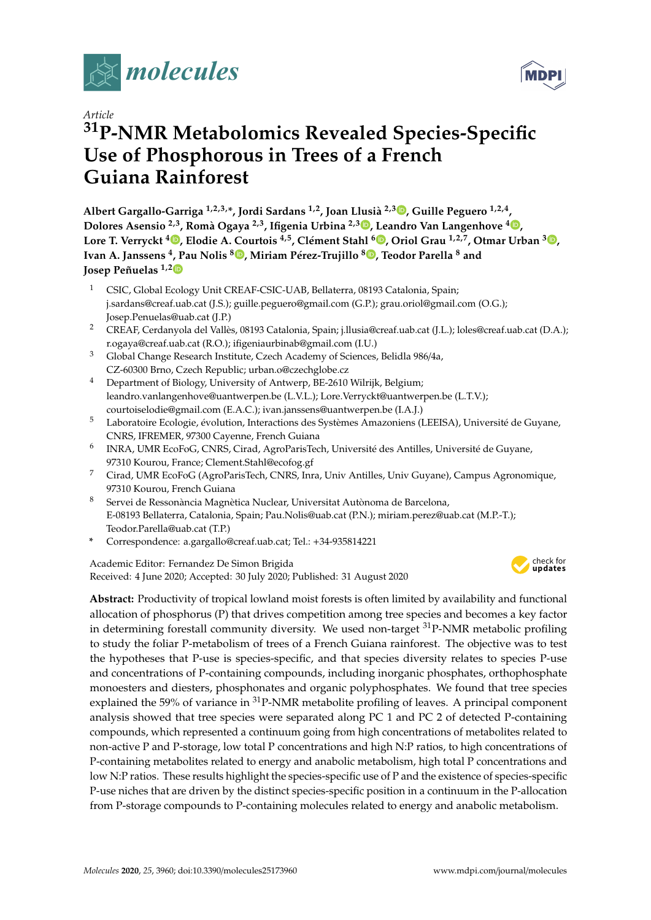*Article*

# $^{31}$P-NMR Metabolomics Revealed Species-Specific Use of Phosphorous in Trees of a French Guiana Rainforest

**Albert Gargallo-Garriga [1,2,3,*], Jordi Sardans [1,2], Joan Llusià [2,3], Guille Peguero [1,2,4], Dolores Asensio [2,3], Romà Ogaya [2,3], Ifigenia Urbina [2,3], Leandro Van Langenhove [4], Lore T. Verryckt [4], Elodie A. Courtois [4,5], Clément Stahl [6], Oriol Grau [1,2,7], Otmar Urban [3], Ivan A. Janssens [4], Pau Nolis [8], Miriam Pérez-Trujillo [8], Teodor Parella [8] and Josep Peñuelas [1,2]**

1. CSIC, Global Ecology Unit CREAF-CSIC-UAB, Bellaterra, 08193 Catalonia, Spain; j.sardans@creaf.uab.cat (J.S.); guille.peguero@gmail.com (G.P.); grau.oriol@gmail.com (O.G.); Josep.Penuelas@uab.cat (J.P.)
2. CREAF, Cerdanyola del Vallès, 08193 Catalonia, Spain; j.llusia@creaf.uab.cat (J.L.); loles@creaf.uab.cat (D.A.); r.ogaya@creaf.uab.cat (R.O.); ifigeniaurbinab@gmail.com (I.U.)
3. Global Change Research Institute, Czech Academy of Sciences, Belidla 986/4a, CZ-60300 Brno, Czech Republic; urban.o@czechglobe.cz
4. Department of Biology, University of Antwerp, BE-2610 Wilrijk, Belgium; leandro.vanlangenhove@uantwerpen.be (L.V.L.); Lore.Verryckt@uantwerpen.be (L.T.V.); courtoiselodie@gmail.com (E.A.C.); ivan.janssens@uantwerpen.be (I.A.J.)
5. Laboratoire Ecologie, évolution, Interactions des Systèmes Amazoniens (LEEISA), Université de Guyane, CNRS, IFREMER, 97300 Cayenne, French Guiana
6. INRA, UMR EcoFoG, CNRS, Cirad, AgroParisTech, Université des Antilles, Université de Guyane, 97310 Kourou, France; Clement.Stahl@ecofog.gf
7. Cirad, UMR EcoFoG (AgroParisTech, CNRS, Inra, Univ Antilles, Univ Guyane), Campus Agronomique, 97310 Kourou, French Guiana
8. Servei de Ressonància Magnètica Nuclear, Universitat Autònoma de Barcelona, E-08193 Bellaterra, Catalonia, Spain; Pau.Nolis@uab.cat (P.N.); miriam.perez@uab.cat (M.P.-T.); Teodor.Parella@uab.cat (T.P.)

\* Correspondence: a.gargallo@creaf.uab.cat; Tel.: +34-935814221

Academic Editor: Fernandez De Simon Brigida
Received: 4 June 2020; Accepted: 30 July 2020; Published: 31 August 2020

**Abstract:** Productivity of tropical lowland moist forests is often limited by availability and functional allocation of phosphorus (P) that drives competition among tree species and becomes a key factor in determining forestall community diversity. We used non-target $^{31}$P-NMR metabolic profiling to study the foliar P-metabolism of trees of a French Guiana rainforest. The objective was to test the hypotheses that P-use is species-specific, and that species diversity relates to species P-use and concentrations of P-containing compounds, including inorganic phosphates, orthophosphate monoesters and diesters, phosphonates and organic polyphosphates. We found that tree species explained the 59% of variance in $^{31}$P-NMR metabolite profiling of leaves. A principal component analysis showed that tree species were separated along PC 1 and PC 2 of detected P-containing compounds, which represented a continuum going from high concentrations of metabolites related to non-active P and P-storage, low total P concentrations and high N:P ratios, to high concentrations of P-containing metabolites related to energy and anabolic metabolism, high total P concentrations and low N:P ratios. These results highlight the species-specific use of P and the existence of species-specific P-use niches that are driven by the distinct species-specific position in a continuum in the P-allocation from P-storage compounds to P-containing molecules related to energy and anabolic metabolism.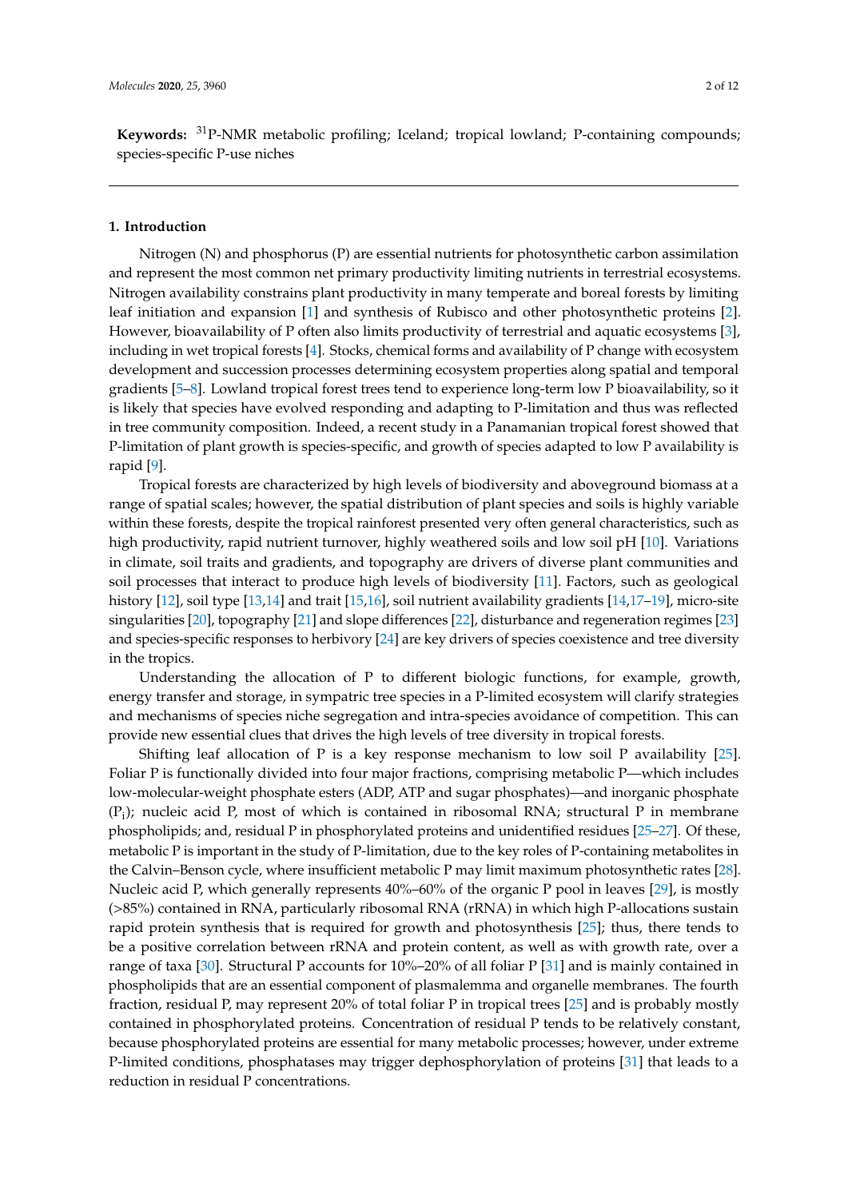**Keywords:** $^{31}$P-NMR metabolic profiling; Iceland; tropical lowland; P-containing compounds; species-specific P-use niches

## 1. Introduction

Nitrogen (N) and phosphorus (P) are essential nutrients for photosynthetic carbon assimilation and represent the most common net primary productivity limiting nutrients in terrestrial ecosystems. Nitrogen availability constrains plant productivity in many temperate and boreal forests by limiting leaf initiation and expansion [1] and synthesis of Rubisco and other photosynthetic proteins [2]. However, bioavailability of P often also limits productivity of terrestrial and aquatic ecosystems [3], including in wet tropical forests [4]. Stocks, chemical forms and availability of P change with ecosystem development and succession processes determining ecosystem properties along spatial and temporal gradients [5–8]. Lowland tropical forest trees tend to experience long-term low P bioavailability, so it is likely that species have evolved responding and adapting to P-limitation and thus was reflected in tree community composition. Indeed, a recent study in a Panamanian tropical forest showed that P-limitation of plant growth is species-specific, and growth of species adapted to low P availability is rapid [9].

Tropical forests are characterized by high levels of biodiversity and aboveground biomass at a range of spatial scales; however, the spatial distribution of plant species and soils is highly variable within these forests, despite the tropical rainforest presented very often general characteristics, such as high productivity, rapid nutrient turnover, highly weathered soils and low soil pH [10]. Variations in climate, soil traits and gradients, and topography are drivers of diverse plant communities and soil processes that interact to produce high levels of biodiversity [11]. Factors, such as geological history [12], soil type [13,14] and trait [15,16], soil nutrient availability gradients [14,17–19], micro-site singularities [20], topography [21] and slope differences [22], disturbance and regeneration regimes [23] and species-specific responses to herbivory [24] are key drivers of species coexistence and tree diversity in the tropics.

Understanding the allocation of P to different biologic functions, for example, growth, energy transfer and storage, in sympatric tree species in a P-limited ecosystem will clarify strategies and mechanisms of species niche segregation and intra-species avoidance of competition. This can provide new essential clues that drives the high levels of tree diversity in tropical forests.

Shifting leaf allocation of P is a key response mechanism to low soil P availability [25]. Foliar P is functionally divided into four major fractions, comprising metabolic P—which includes low-molecular-weight phosphate esters (ADP, ATP and sugar phosphates)—and inorganic phosphate ($P_i$); nucleic acid P, most of which is contained in ribosomal RNA; structural P in membrane phospholipids; and, residual P in phosphorylated proteins and unidentified residues [25–27]. Of these, metabolic P is important in the study of P-limitation, due to the key roles of P-containing metabolites in the Calvin–Benson cycle, where insufficient metabolic P may limit maximum photosynthetic rates [28]. Nucleic acid P, which generally represents 40%–60% of the organic P pool in leaves [29], is mostly (>85%) contained in RNA, particularly ribosomal RNA (rRNA) in which high P-allocations sustain rapid protein synthesis that is required for growth and photosynthesis [25]; thus, there tends to be a positive correlation between rRNA and protein content, as well as with growth rate, over a range of taxa [30]. Structural P accounts for 10%–20% of all foliar P [31] and is mainly contained in phospholipids that are an essential component of plasmalemma and organelle membranes. The fourth fraction, residual P, may represent 20% of total foliar P in tropical trees [25] and is probably mostly contained in phosphorylated proteins. Concentration of residual P tends to be relatively constant, because phosphorylated proteins are essential for many metabolic processes; however, under extreme P-limited conditions, phosphatases may trigger dephosphorylation of proteins [31] that leads to a reduction in residual P concentrations.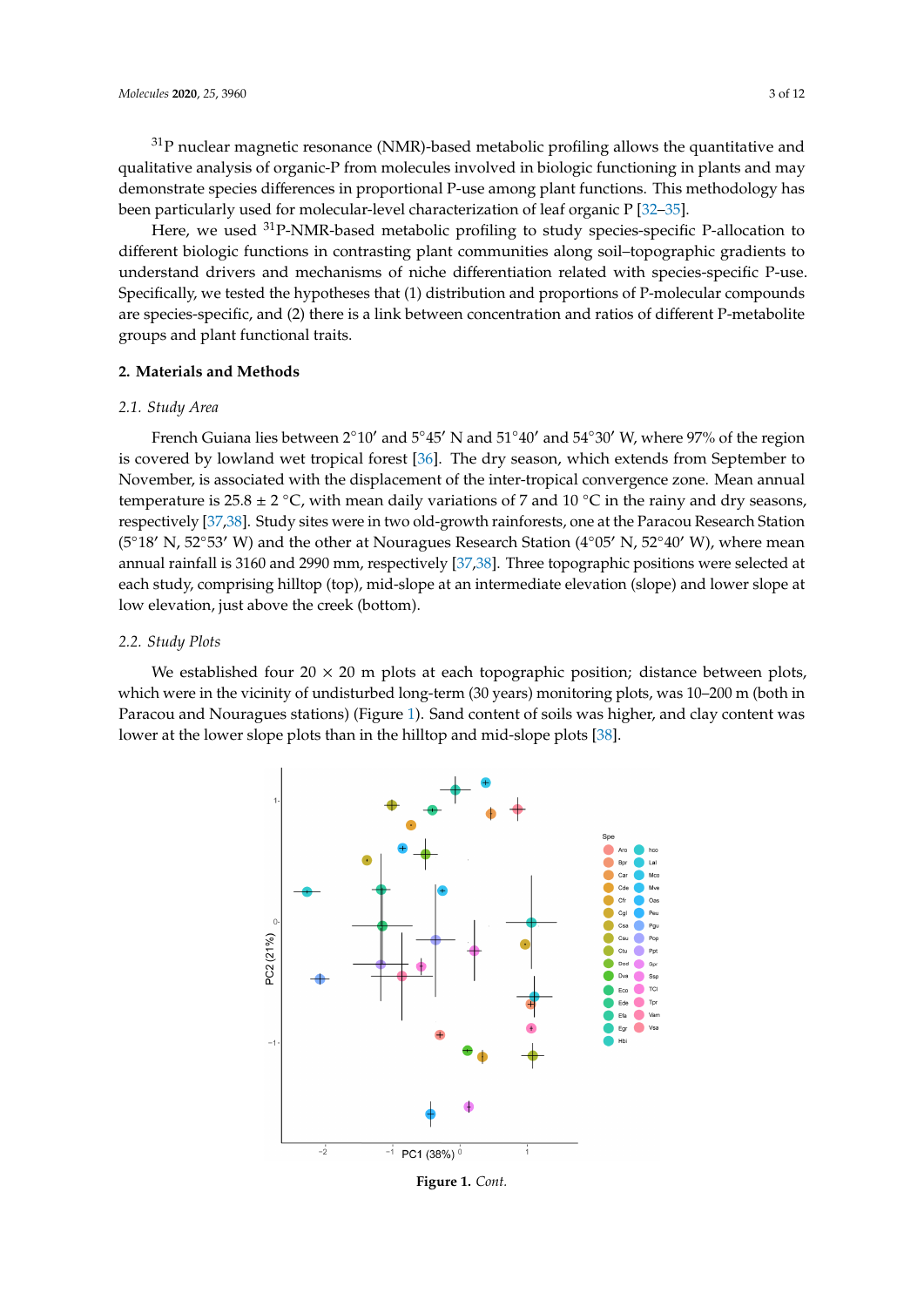$^{31}$P nuclear magnetic resonance (NMR)-based metabolic profiling allows the quantitative and qualitative analysis of organic-P from molecules involved in biologic functioning in plants and may demonstrate species differences in proportional P-use among plant functions. This methodology has been particularly used for molecular-level characterization of leaf organic P [32–35].

Here, we used $^{31}$P-NMR-based metabolic profiling to study species-specific P-allocation to different biologic functions in contrasting plant communities along soil–topographic gradients to understand drivers and mechanisms of niche differentiation related with species-specific P-use. Specifically, we tested the hypotheses that (1) distribution and proportions of P-molecular compounds are species-specific, and (2) there is a link between concentration and ratios of different P-metabolite groups and plant functional traits.

## 2. Materials and Methods

### *2.1. Study Area*

French Guiana lies between 2°10′ and 5°45′ N and 51°40′ and 54°30′ W, where 97% of the region is covered by lowland wet tropical forest [36]. The dry season, which extends from September to November, is associated with the displacement of the inter-tropical convergence zone. Mean annual temperature is 25.8 ± 2 °C, with mean daily variations of 7 and 10 °C in the rainy and dry seasons, respectively [37,38]. Study sites were in two old-growth rainforests, one at the Paracou Research Station (5°18′ N, 52°53′ W) and the other at Nouragues Research Station (4°05′ N, 52°40′ W), where mean annual rainfall is 3160 and 2990 mm, respectively [37,38]. Three topographic positions were selected at each study, comprising hilltop (top), mid-slope at an intermediate elevation (slope) and lower slope at low elevation, just above the creek (bottom).

### *2.2. Study Plots*

We established four 20 × 20 m plots at each topographic position; distance between plots, which were in the vicinity of undisturbed long-term (30 years) monitoring plots, was 10–200 m (both in Paracou and Nouragues stations) (Figure 1). Sand content of soils was higher, and clay content was lower at the lower slope plots than in the hilltop and mid-slope plots [38].

**Figure 1.** *Cont.*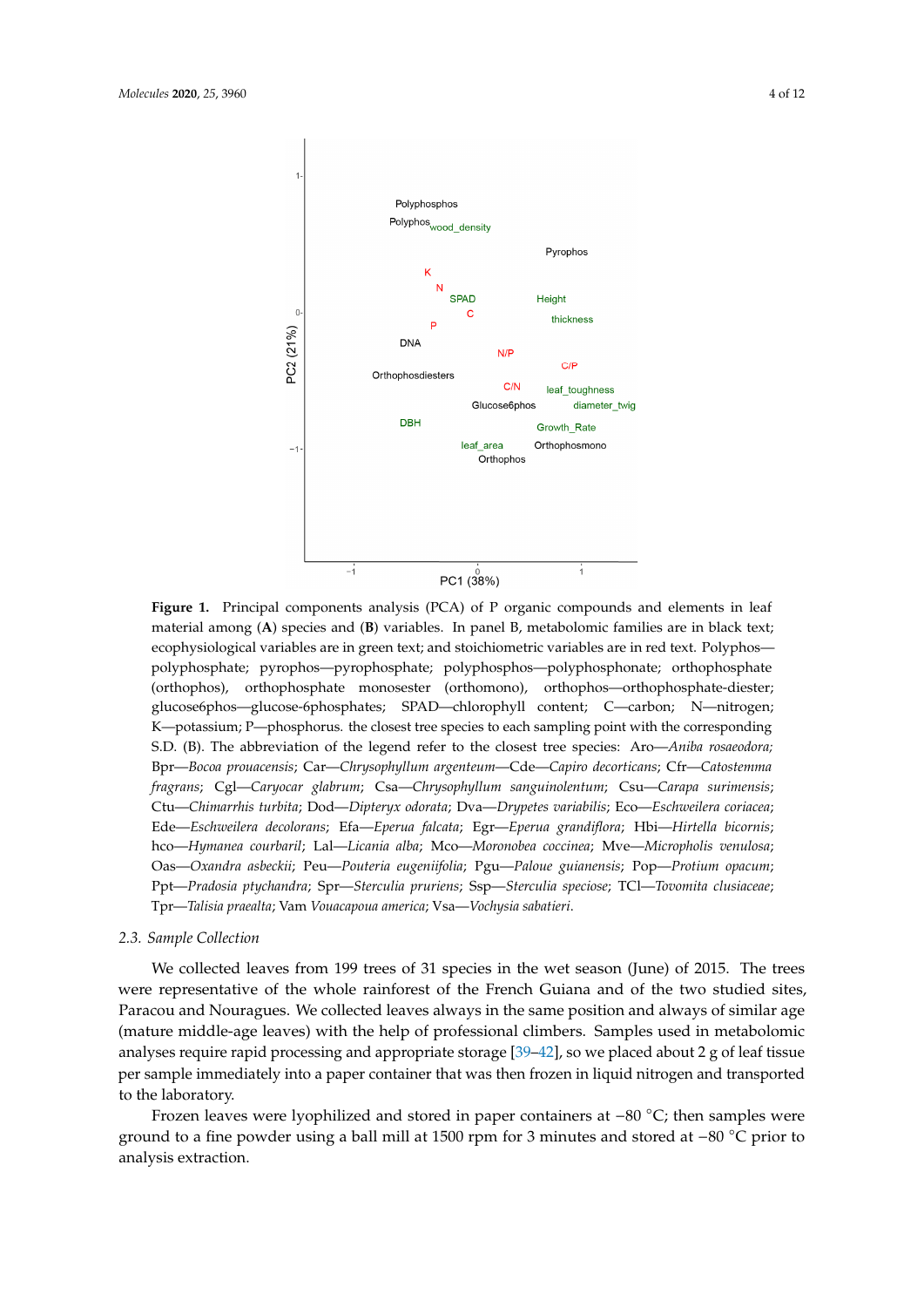**Figure 1.** Principal components analysis (PCA) of P organic compounds and elements in leaf material among (**A**) species and (**B**) variables. In panel B, metabolomic families are in black text; ecophysiological variables are in green text; and stoichiometric variables are in red text. Polyphos—polyphosphate; pyrophos—pyrophosphate; polyphosphos—polyphosphonate; orthophosphate (orthophos), orthophosphate monosester (orthomono), orthophos—orthophosphate-diester; glucose6phos—glucose-6phosphates; SPAD—chlorophyll content; C—carbon; N—nitrogen; K—potassium; P—phosphorus. the closest tree species to each sampling point with the corresponding S.D. (B). The abbreviation of the legend refer to the closest tree species: Aro—*Aniba rosaeodora;* Bpr—*Bocoa prouacensis*; Car—*Chrysophyllum argenteum*—Cde—*Capiro decorticans*; Cfr—*Catostemma fragrans*; Cgl—*Caryocar glabrum*; Csa—*Chrysophyllum sanguinolentum*; Csu—*Carapa surimensis*; Ctu—*Chimarrhis turbita*; Dod—*Dipteryx odorata*; Dva—*Drypetes variabilis*; Eco—*Eschweilera coriacea*; Ede—*Eschweilera decolorans*; Efa—*Eperua falcata*; Egr—*Eperua grandiflora*; Hbi—*Hirtella bicornis*; hco—*Hymanea courbaril*; Lal—*Licania alba*; Mco—*Moronobea coccinea*; Mve—*Micropholis venulosa*; Oas—*Oxandra asbeckii*; Peu—*Pouteria eugeniifolia*; Pgu—*Paloue guianensis*; Pop—*Protium opacum*; Ppt—*Pradosia ptychandra*; Spr—*Sterculia pruriens*; Ssp—*Sterculia speciose*; TCl—*Tovomita clusiaceae*; Tpr—*Talisia praealta*; Vam *Vouacapoua america*; Vsa—*Vochysia sabatieri*.

### 2.3. Sample Collection

We collected leaves from 199 trees of 31 species in the wet season (June) of 2015. The trees were representative of the whole rainforest of the French Guiana and of the two studied sites, Paracou and Nouragues. We collected leaves always in the same position and always of similar age (mature middle-age leaves) with the help of professional climbers. Samples used in metabolomic analyses require rapid processing and appropriate storage [39–42], so we placed about 2 g of leaf tissue per sample immediately into a paper container that was then frozen in liquid nitrogen and transported to the laboratory.

Frozen leaves were lyophilized and stored in paper containers at −80 °C; then samples were ground to a fine powder using a ball mill at 1500 rpm for 3 minutes and stored at −80 °C prior to analysis extraction.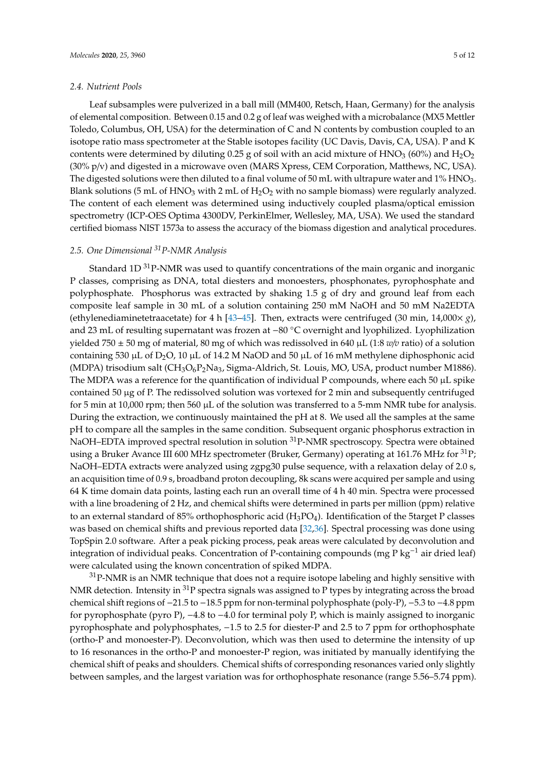### 2.4. Nutrient Pools

Leaf subsamples were pulverized in a ball mill (MM400, Retsch, Haan, Germany) for the analysis of elemental composition. Between 0.15 and 0.2 g of leaf was weighed with a microbalance (MX5 Mettler Toledo, Columbus, OH, USA) for the determination of C and N contents by combustion coupled to an isotope ratio mass spectrometer at the Stable isotopes facility (UC Davis, Davis, CA, USA). P and K contents were determined by diluting 0.25 g of soil with an acid mixture of $HNO_3$ (60%) and $H_2O_2$ (30% p/v) and digested in a microwave oven (MARS Xpress, CEM Corporation, Matthews, NC, USA). The digested solutions were then diluted to a final volume of 50 mL with ultrapure water and 1% $HNO_3$. Blank solutions (5 mL of $HNO_3$ with 2 mL of $H_2O_2$ with no sample biomass) were regularly analyzed. The content of each element was determined using inductively coupled plasma/optical emission spectrometry (ICP-OES Optima 4300DV, PerkinElmer, Wellesley, MA, USA). We used the standard certified biomass NIST 1573a to assess the accuracy of the biomass digestion and analytical procedures.

### 2.5. One Dimensional $^{31}$P-NMR Analysis

Standard 1D $^{31}$P-NMR was used to quantify concentrations of the main organic and inorganic P classes, comprising as DNA, total diesters and monoesters, phosphonates, pyrophosphate and polyphosphate. Phosphorus was extracted by shaking 1.5 g of dry and ground leaf from each composite leaf sample in 30 mL of a solution containing 250 mM NaOH and 50 mM Na2EDTA (ethylenediaminetetraacetate) for 4 h [43–45]. Then, extracts were centrifuged (30 min, 14,000× *g*), and 23 mL of resulting supernatant was frozen at −80 °C overnight and lyophilized. Lyophilization yielded 750 ± 50 mg of material, 80 mg of which was redissolved in 640 μL (1:8 *w/v* ratio) of a solution containing 530 μL of $D_2O$, 10 μL of 14.2 M NaOD and 50 μL of 16 mM methylene diphosphonic acid (MDPA) trisodium salt ($CH_3O_6P_2Na_3$, Sigma-Aldrich, St. Louis, MO, USA, product number M1886). The MDPA was a reference for the quantification of individual P compounds, where each 50 μL spike contained 50 μg of P. The redissolved solution was vortexed for 2 min and subsequently centrifuged for 5 min at 10,000 rpm; then 560 μL of the solution was transferred to a 5-mm NMR tube for analysis. During the extraction, we continuously maintained the pH at 8. We used all the samples at the same pH to compare all the samples in the same condition. Subsequent organic phosphorus extraction in NaOH–EDTA improved spectral resolution in solution $^{31}$P-NMR spectroscopy. Spectra were obtained using a Bruker Avance III 600 MHz spectrometer (Bruker, Germany) operating at 161.76 MHz for $^{31}$P; NaOH–EDTA extracts were analyzed using zgpg30 pulse sequence, with a relaxation delay of 2.0 s, an acquisition time of 0.9 s, broadband proton decoupling, 8k scans were acquired per sample and using 64 K time domain data points, lasting each run an overall time of 4 h 40 min. Spectra were processed with a line broadening of 2 Hz, and chemical shifts were determined in parts per million (ppm) relative to an external standard of 85% orthophosphoric acid ($H_3PO_4$). Identification of the 5target P classes was based on chemical shifts and previous reported data [32,36]. Spectral processing was done using TopSpin 2.0 software. After a peak picking process, peak areas were calculated by deconvolution and integration of individual peaks. Concentration of P-containing compounds (mg P $kg^{-1}$ air dried leaf) were calculated using the known concentration of spiked MDPA.

$^{31}$P-NMR is an NMR technique that does not a require isotope labeling and highly sensitive with NMR detection. Intensity in $^{31}$P spectra signals was assigned to P types by integrating across the broad chemical shift regions of −21.5 to −18.5 ppm for non-terminal polyphosphate (poly-P), −5.3 to −4.8 ppm for pyrophosphate (pyro P), −4.8 to −4.0 for terminal poly P, which is mainly assigned to inorganic pyrophosphate and polyphosphates, −1.5 to 2.5 for diester-P and 2.5 to 7 ppm for orthophosphate (ortho-P and monoester-P). Deconvolution, which was then used to determine the intensity of up to 16 resonances in the ortho-P and monoester-P region, was initiated by manually identifying the chemical shift of peaks and shoulders. Chemical shifts of corresponding resonances varied only slightly between samples, and the largest variation was for orthophosphate resonance (range 5.56–5.74 ppm).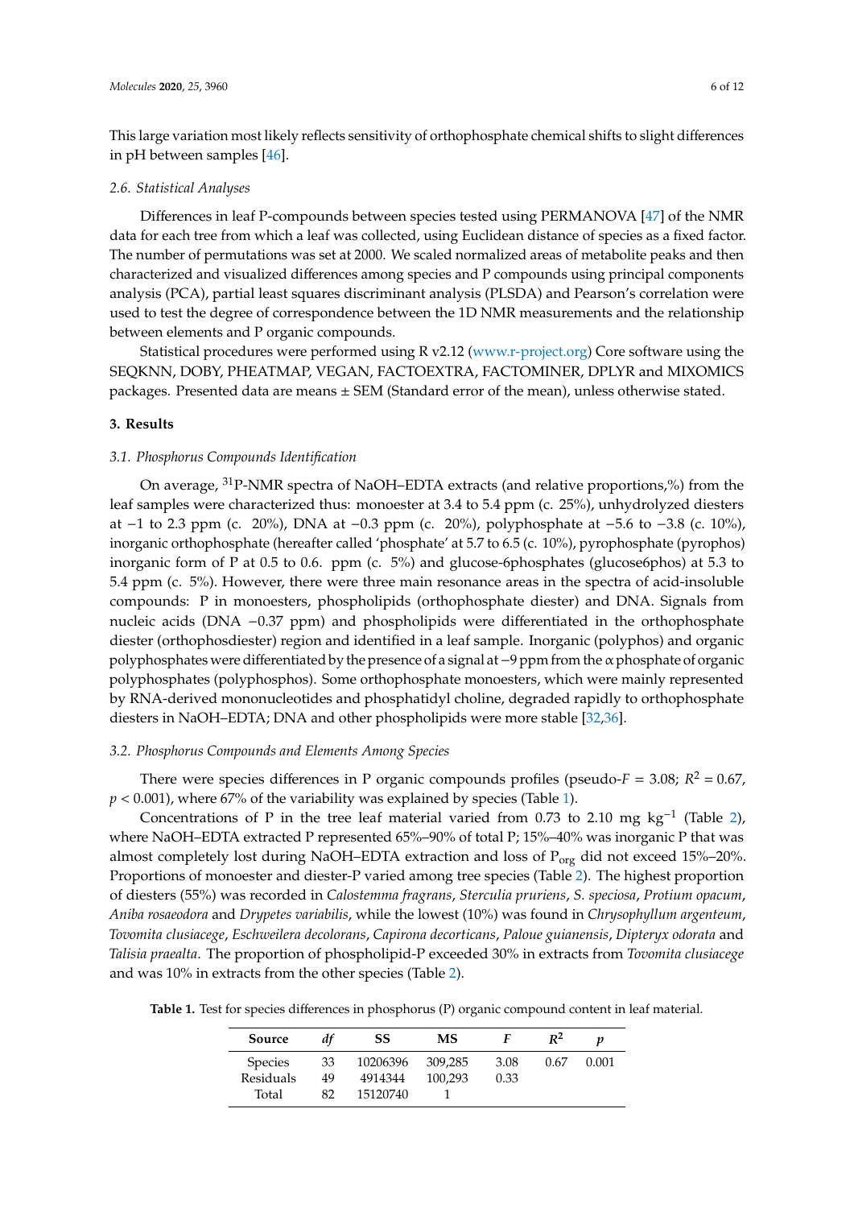This large variation most likely reflects sensitivity of orthophosphate chemical shifts to slight differences in pH between samples [46].

### 2.6. Statistical Analyses

Differences in leaf P-compounds between species tested using PERMANOVA [47] of the NMR data for each tree from which a leaf was collected, using Euclidean distance of species as a fixed factor. The number of permutations was set at 2000. We scaled normalized areas of metabolite peaks and then characterized and visualized differences among species and P compounds using principal components analysis (PCA), partial least squares discriminant analysis (PLSDA) and Pearson's correlation were used to test the degree of correspondence between the 1D NMR measurements and the relationship between elements and P organic compounds.

Statistical procedures were performed using R v2.12 (www.r-project.org) Core software using the SEQKNN, DOBY, PHEATMAP, VEGAN, FACTOEXTRA, FACTOMINER, DPLYR and MIXOMICS packages. Presented data are means ± SEM (Standard error of the mean), unless otherwise stated.

## 3. Results

### 3.1. Phosphorus Compounds Identification

On average, $^{31}$P-NMR spectra of NaOH–EDTA extracts (and relative proportions,%) from the leaf samples were characterized thus: monoester at 3.4 to 5.4 ppm (c. 25%), unhydrolyzed diesters at −1 to 2.3 ppm (c. 20%), DNA at −0.3 ppm (c. 20%), polyphosphate at −5.6 to −3.8 (c. 10%), inorganic orthophosphate (hereafter called 'phosphate' at 5.7 to 6.5 (c. 10%), pyrophosphate (pyrophos) inorganic form of P at 0.5 to 0.6. ppm (c. 5%) and glucose-6phosphates (glucose6phos) at 5.3 to 5.4 ppm (c. 5%). However, there were three main resonance areas in the spectra of acid-insoluble compounds: P in monoesters, phospholipids (orthophosphate diester) and DNA. Signals from nucleic acids (DNA −0.37 ppm) and phospholipids were differentiated in the orthophosphate diester (orthophosdiester) region and identified in a leaf sample. Inorganic (polyphos) and organic polyphosphates were differentiated by the presence of a signal at −9 ppm from the α phosphate of organic polyphosphates (polyphosphos). Some orthophosphate monoesters, which were mainly represented by RNA-derived mononucleotides and phosphatidyl choline, degraded rapidly to orthophosphate diesters in NaOH–EDTA; DNA and other phospholipids were more stable [32,36].

### 3.2. Phosphorus Compounds and Elements Among Species

There were species differences in P organic compounds profiles (pseudo-$F$ = 3.08; $R^2$ = 0.67, $p$ < 0.001), where 67% of the variability was explained by species (Table 1).

Concentrations of P in the tree leaf material varied from 0.73 to 2.10 mg kg$^{-1}$ (Table 2), where NaOH–EDTA extracted P represented 65%–90% of total P; 15%–40% was inorganic P that was almost completely lost during NaOH–EDTA extraction and loss of $P_{org}$ did not exceed 15%–20%. Proportions of monoester and diester-P varied among tree species (Table 2). The highest proportion of diesters (55%) was recorded in *Calostemma fragrans*, *Sterculia pruriens*, *S. speciosa*, *Protium opacum*, *Aniba rosaeodora* and *Drypetes variabilis*, while the lowest (10%) was found in *Chrysophyllum argenteum*, *Tovomita clusiacege*, *Eschweilera decolorans*, *Capirona decorticans*, *Paloue guianensis*, *Dipteryx odorata* and *Talisia praealta*. The proportion of phospholipid-P exceeded 30% in extracts from *Tovomita clusiacege* and was 10% in extracts from the other species (Table 2).

**Table 1.** Test for species differences in phosphorus (P) organic compound content in leaf material.

| Source | *df* | SS | MS | *F* | $R^2$ | *p* |
|---|---|---|---|---|---|---|
| Species | 33 | 10206396 | 309,285 | 3.08 | 0.67 | 0.001 |
| Residuals | 49 | 4914344 | 100,293 | 0.33 | | |
| Total | 82 | 15120740 | 1 | | | |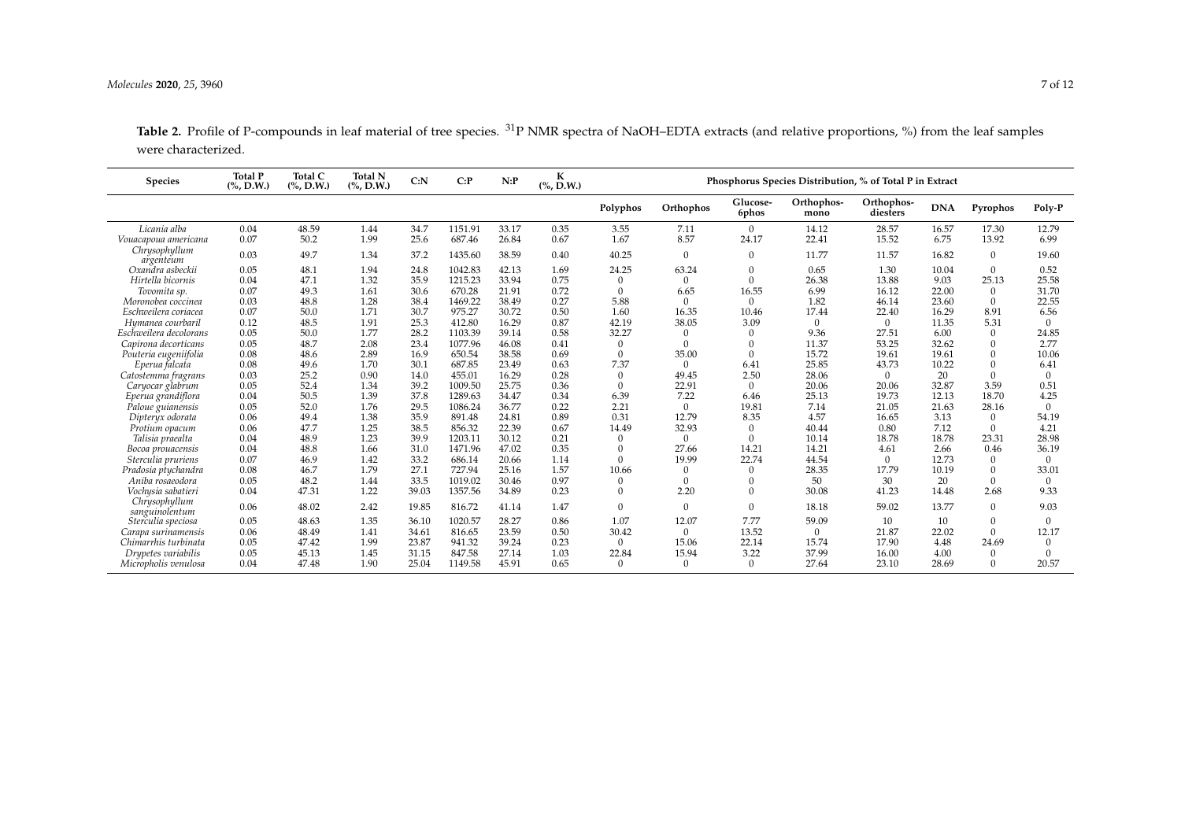**Table 2.** Profile of P-compounds in leaf material of tree species. $^{31}P$ NMR spectra of NaOH–EDTA extracts (and relative proportions, %) from the leaf samples were characterized.

| Species | Total P (%, D.W.) | Total C (%, D.W.) | Total N (%, D.W.) | C:N | C:P | N:P | K (%, D.W.) | Phosphorus Species Distribution, % of Total P in Extract | | | | | | | |
|---|---|---|---|---|---|---|---|---|---|---|---|---|---|---|---|
| | | | | | | | | Polyphos | Orthophos | Glucose-6phos | Orthophos-mono | Orthophos-diesters | DNA | Pyrophos | Poly-P |
| *Licania alba* | 0.04 | 48.59 | 1.44 | 34.7 | 1151.91 | 33.17 | 0.35 | 3.55 | 7.11 | 0 | 14.12 | 28.57 | 16.57 | 17.30 | 12.79 |
| *Vouacapoua americana* | 0.07 | 50.2 | 1.99 | 25.6 | 687.46 | 26.84 | 0.67 | 1.67 | 8.57 | 24.17 | 22.41 | 15.52 | 6.75 | 13.92 | 6.99 |
| *Chrysophyllum argenteum* | 0.03 | 49.7 | 1.34 | 37.2 | 1435.60 | 38.59 | 0.40 | 40.25 | 0 | 0 | 11.77 | 11.57 | 16.82 | 0 | 19.60 |
| *Oxandra asbeckii* | 0.05 | 48.1 | 1.94 | 24.8 | 1042.83 | 42.13 | 1.69 | 24.25 | 63.24 | 0 | 0.65 | 1.30 | 10.04 | 0 | 0.52 |
| *Hirtella bicornis* | 0.04 | 47.1 | 1.32 | 35.9 | 1215.23 | 33.94 | 0.75 | 0 | 0 | 0 | 26.38 | 13.88 | 9.03 | 25.13 | 25.58 |
| *Tovomita sp.* | 0.07 | 49.3 | 1.61 | 30.6 | 670.28 | 21.91 | 0.72 | 0 | 6.65 | 16.55 | 6.99 | 16.12 | 22.00 | 0 | 31.70 |
| *Moronobea coccinea* | 0.03 | 48.8 | 1.28 | 38.4 | 1469.22 | 38.49 | 0.27 | 5.88 | 0 | 0 | 1.82 | 46.14 | 23.60 | 0 | 22.55 |
| *Eschweilera coriacea* | 0.07 | 50.0 | 1.71 | 30.7 | 975.27 | 30.72 | 0.50 | 1.60 | 16.35 | 10.46 | 17.44 | 22.40 | 16.29 | 8.91 | 6.56 |
| *Hymanea courbaril* | 0.12 | 48.5 | 1.91 | 25.3 | 412.80 | 16.29 | 0.87 | 42.19 | 38.05 | 3.09 | 0 | 0 | 11.35 | 5.31 | 0 |
| *Eschweilera decolorans* | 0.05 | 50.0 | 1.77 | 28.2 | 1103.39 | 39.14 | 0.58 | 32.27 | 0 | 0 | 9.36 | 27.51 | 6.00 | 0 | 24.85 |
| *Capirona decorticans* | 0.05 | 48.7 | 2.08 | 23.4 | 1077.96 | 46.08 | 0.41 | 0 | 0 | 0 | 11.37 | 53.25 | 32.62 | 0 | 2.77 |
| *Pouteria eugeniifolia* | 0.08 | 48.6 | 2.89 | 16.9 | 650.54 | 38.58 | 0.69 | 0 | 35.00 | 0 | 15.72 | 19.61 | 19.61 | 0 | 10.06 |
| *Eperua falcata* | 0.08 | 49.6 | 1.70 | 30.1 | 687.85 | 23.49 | 0.63 | 7.37 | 0 | 6.41 | 25.85 | 43.73 | 10.22 | 0 | 6.41 |
| *Catostemma fragrans* | 0.03 | 25.2 | 0.90 | 14.0 | 455.01 | 16.29 | 0.28 | 0 | 49.45 | 2.50 | 28.06 | 0 | 20 | 0 | 0 |
| *Caryocar glabrum* | 0.05 | 52.4 | 1.34 | 39.2 | 1009.50 | 25.75 | 0.36 | 0 | 22.91 | 0 | 20.06 | 20.06 | 32.87 | 3.59 | 0.51 |
| *Eperua grandiflora* | 0.04 | 50.5 | 1.39 | 37.8 | 1289.63 | 34.47 | 0.34 | 6.39 | 7.22 | 6.46 | 25.13 | 19.73 | 12.13 | 18.70 | 4.25 |
| *Paloue guianensis* | 0.05 | 52.0 | 1.76 | 29.5 | 1086.24 | 36.77 | 0.22 | 2.21 | 0 | 19.81 | 7.14 | 21.05 | 21.63 | 28.16 | 0 |
| *Dipteryx odorata* | 0.06 | 49.4 | 1.38 | 35.9 | 891.48 | 24.81 | 0.89 | 0.31 | 12.79 | 8.35 | 4.57 | 16.65 | 3.13 | 0 | 54.19 |
| *Protium opacum* | 0.06 | 47.7 | 1.25 | 38.5 | 856.32 | 22.39 | 0.67 | 14.49 | 32.93 | 0 | 40.44 | 0.80 | 7.12 | 0 | 4.21 |
| *Talisia praealta* | 0.04 | 48.9 | 1.23 | 39.9 | 1203.11 | 30.12 | 0.21 | 0 | 0 | 0 | 10.14 | 18.78 | 18.78 | 23.31 | 28.98 |
| *Bocoa prouacensis* | 0.04 | 48.8 | 1.66 | 31.0 | 1471.96 | 47.02 | 0.35 | 0 | 27.66 | 14.21 | 14.21 | 4.61 | 2.66 | 0.46 | 36.19 |
| *Sterculia pruriens* | 0.07 | 46.9 | 1.42 | 33.2 | 686.14 | 20.66 | 1.14 | 0 | 19.99 | 22.74 | 44.54 | 0 | 12.73 | 0 | 0 |
| *Pradosia ptychandra* | 0.08 | 46.7 | 1.79 | 27.1 | 727.94 | 25.16 | 1.57 | 10.66 | 0 | 0 | 28.35 | 17.79 | 10.19 | 0 | 33.01 |
| *Aniba rosaeodora* | 0.05 | 48.2 | 1.44 | 33.5 | 1019.02 | 30.46 | 0.97 | 0 | 0 | 0 | 50 | 30 | 20 | 0 | 0 |
| *Vochysia sabatieri* | 0.04 | 47.31 | 1.22 | 39.03 | 1357.56 | 34.89 | 0.23 | 0 | 2.20 | 0 | 30.08 | 41.23 | 14.48 | 2.68 | 9.33 |
| *Chrysophyllum sanguinolentum* | 0.06 | 48.02 | 2.42 | 19.85 | 816.72 | 41.14 | 1.47 | 0 | 0 | 0 | 18.18 | 59.02 | 13.77 | 0 | 9.03 |
| *Sterculia speciosa* | 0.05 | 48.63 | 1.35 | 36.10 | 1020.57 | 28.27 | 0.86 | 1.07 | 12.07 | 7.77 | 59.09 | 10 | 10 | 0 | 0 |
| *Carapa surinamensis* | 0.06 | 48.49 | 1.41 | 34.61 | 816.65 | 23.59 | 0.50 | 30.42 | 0 | 13.52 | 0 | 21.87 | 22.02 | 0 | 12.17 |
| *Chimarrhis turbinata* | 0.05 | 47.42 | 1.99 | 23.87 | 941.32 | 39.24 | 0.23 | 0 | 15.06 | 22.14 | 15.74 | 17.90 | 4.48 | 24.69 | 0 |
| *Drypetes variabilis* | 0.05 | 45.13 | 1.45 | 31.15 | 847.58 | 27.14 | 1.03 | 22.84 | 15.94 | 3.22 | 37.99 | 16.00 | 4.00 | 0 | 0 |
| *Micropholis venulosa* | 0.04 | 47.48 | 1.90 | 25.04 | 1149.58 | 45.91 | 0.65 | 0 | 0 | 0 | 27.64 | 23.10 | 28.69 | 0 | 20.57 |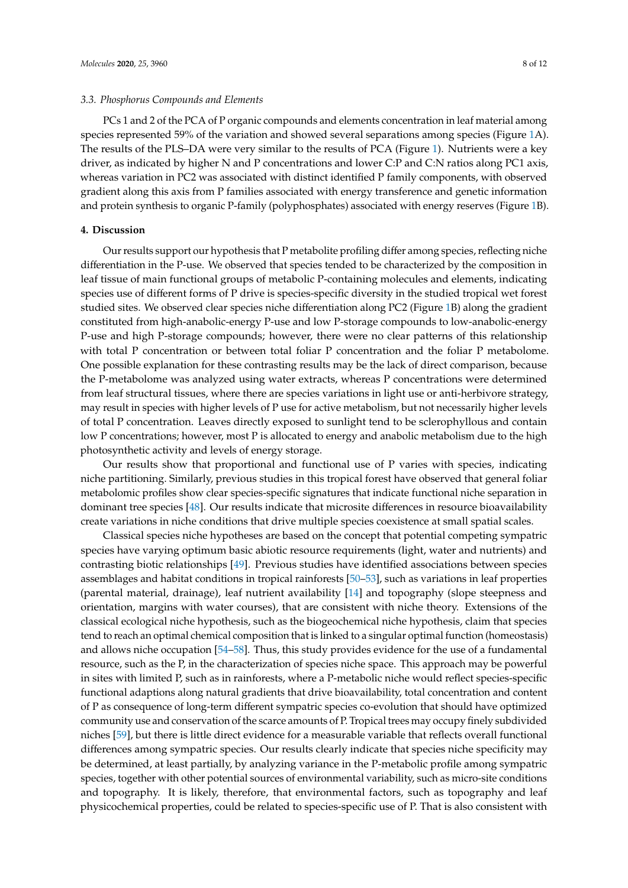### 3.3. Phosphorus Compounds and Elements

PCs 1 and 2 of the PCA of P organic compounds and elements concentration in leaf material among species represented 59% of the variation and showed several separations among species (Figure 1A). The results of the PLS–DA were very similar to the results of PCA (Figure 1). Nutrients were a key driver, as indicated by higher N and P concentrations and lower C:P and C:N ratios along PC1 axis, whereas variation in PC2 was associated with distinct identified P family components, with observed gradient along this axis from P families associated with energy transference and genetic information and protein synthesis to organic P-family (polyphosphates) associated with energy reserves (Figure 1B).

## 4. Discussion

Our results support our hypothesis that P metabolite profiling differ among species, reflecting niche differentiation in the P-use. We observed that species tended to be characterized by the composition in leaf tissue of main functional groups of metabolic P-containing molecules and elements, indicating species use of different forms of P drive is species-specific diversity in the studied tropical wet forest studied sites. We observed clear species niche differentiation along PC2 (Figure 1B) along the gradient constituted from high-anabolic-energy P-use and low P-storage compounds to low-anabolic-energy P-use and high P-storage compounds; however, there were no clear patterns of this relationship with total P concentration or between total foliar P concentration and the foliar P metabolome. One possible explanation for these contrasting results may be the lack of direct comparison, because the P-metabolome was analyzed using water extracts, whereas P concentrations were determined from leaf structural tissues, where there are species variations in light use or anti-herbivore strategy, may result in species with higher levels of P use for active metabolism, but not necessarily higher levels of total P concentration. Leaves directly exposed to sunlight tend to be sclerophyllous and contain low P concentrations; however, most P is allocated to energy and anabolic metabolism due to the high photosynthetic activity and levels of energy storage.

Our results show that proportional and functional use of P varies with species, indicating niche partitioning. Similarly, previous studies in this tropical forest have observed that general foliar metabolomic profiles show clear species-specific signatures that indicate functional niche separation in dominant tree species [48]. Our results indicate that microsite differences in resource bioavailability create variations in niche conditions that drive multiple species coexistence at small spatial scales.

Classical species niche hypotheses are based on the concept that potential competing sympatric species have varying optimum basic abiotic resource requirements (light, water and nutrients) and contrasting biotic relationships [49]. Previous studies have identified associations between species assemblages and habitat conditions in tropical rainforests [50–53], such as variations in leaf properties (parental material, drainage), leaf nutrient availability [14] and topography (slope steepness and orientation, margins with water courses), that are consistent with niche theory. Extensions of the classical ecological niche hypothesis, such as the biogeochemical niche hypothesis, claim that species tend to reach an optimal chemical composition that is linked to a singular optimal function (homeostasis) and allows niche occupation [54–58]. Thus, this study provides evidence for the use of a fundamental resource, such as the P, in the characterization of species niche space. This approach may be powerful in sites with limited P, such as in rainforests, where a P-metabolic niche would reflect species-specific functional adaptions along natural gradients that drive bioavailability, total concentration and content of P as consequence of long-term different sympatric species co-evolution that should have optimized community use and conservation of the scarce amounts of P. Tropical trees may occupy finely subdivided niches [59], but there is little direct evidence for a measurable variable that reflects overall functional differences among sympatric species. Our results clearly indicate that species niche specificity may be determined, at least partially, by analyzing variance in the P-metabolic profile among sympatric species, together with other potential sources of environmental variability, such as micro-site conditions and topography. It is likely, therefore, that environmental factors, such as topography and leaf physicochemical properties, could be related to species-specific use of P. That is also consistent with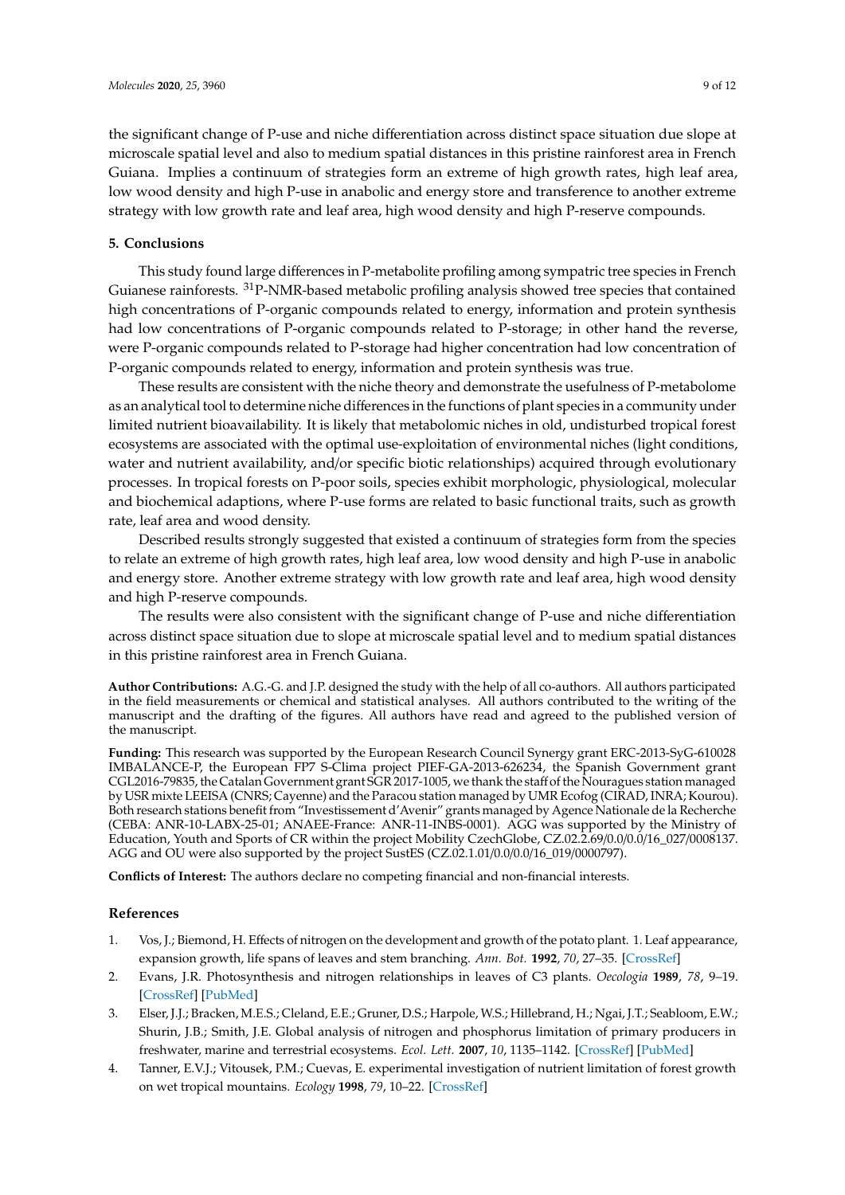the significant change of P-use and niche differentiation across distinct space situation due slope at microscale spatial level and also to medium spatial distances in this pristine rainforest area in French Guiana. Implies a continuum of strategies form an extreme of high growth rates, high leaf area, low wood density and high P-use in anabolic and energy store and transference to another extreme strategy with low growth rate and leaf area, high wood density and high P-reserve compounds.

## 5. Conclusions

This study found large differences in P-metabolite profiling among sympatric tree species in French Guianese rainforests. $^{31}$P-NMR-based metabolic profiling analysis showed tree species that contained high concentrations of P-organic compounds related to energy, information and protein synthesis had low concentrations of P-organic compounds related to P-storage; in other hand the reverse, were P-organic compounds related to P-storage had higher concentration had low concentration of P-organic compounds related to energy, information and protein synthesis was true.

These results are consistent with the niche theory and demonstrate the usefulness of P-metabolome as an analytical tool to determine niche differences in the functions of plant species in a community under limited nutrient bioavailability. It is likely that metabolomic niches in old, undisturbed tropical forest ecosystems are associated with the optimal use-exploitation of environmental niches (light conditions, water and nutrient availability, and/or specific biotic relationships) acquired through evolutionary processes. In tropical forests on P-poor soils, species exhibit morphologic, physiological, molecular and biochemical adaptions, where P-use forms are related to basic functional traits, such as growth rate, leaf area and wood density.

Described results strongly suggested that existed a continuum of strategies form from the species to relate an extreme of high growth rates, high leaf area, low wood density and high P-use in anabolic and energy store. Another extreme strategy with low growth rate and leaf area, high wood density and high P-reserve compounds.

The results were also consistent with the significant change of P-use and niche differentiation across distinct space situation due to slope at microscale spatial level and to medium spatial distances in this pristine rainforest area in French Guiana.

**Author Contributions:** A.G.-G. and J.P. designed the study with the help of all co-authors. All authors participated in the field measurements or chemical and statistical analyses. All authors contributed to the writing of the manuscript and the drafting of the figures. All authors have read and agreed to the published version of the manuscript.

**Funding:** This research was supported by the European Research Council Synergy grant ERC-2013-SyG-610028 IMBALANCE-P, the European FP7 S-Clima project PIEF-GA-2013-626234, the Spanish Government grant CGL2016-79835, the Catalan Government grant SGR 2017-1005, we thank the staff of the Nouragues station managed by USR mixte LEEISA (CNRS; Cayenne) and the Paracou station managed by UMR Ecofog (CIRAD, INRA; Kourou). Both research stations benefit from "Investissement d'Avenir" grants managed by Agence Nationale de la Recherche (CEBA: ANR-10-LABX-25-01; ANAEE-France: ANR-11-INBS-0001). AGG was supported by the Ministry of Education, Youth and Sports of CR within the project Mobility CzechGlobe, CZ.02.2.69/0.0/0.0/16_027/0008137. AGG and OU were also supported by the project SustES (CZ.02.1.01/0.0/0.0/16_019/0000797).

**Conflicts of Interest:** The authors declare no competing financial and non-financial interests.

## References

1. Vos, J.; Biemond, H. Effects of nitrogen on the development and growth of the potato plant. 1. Leaf appearance, expansion growth, life spans of leaves and stem branching. *Ann. Bot.* **1992**, *70*, 27–35. [CrossRef]
2. Evans, J.R. Photosynthesis and nitrogen relationships in leaves of C3 plants. *Oecologia* **1989**, *78*, 9–19. [CrossRef] [PubMed]
3. Elser, J.J.; Bracken, M.E.S.; Cleland, E.E.; Gruner, D.S.; Harpole, W.S.; Hillebrand, H.; Ngai, J.T.; Seabloom, E.W.; Shurin, J.B.; Smith, J.E. Global analysis of nitrogen and phosphorus limitation of primary producers in freshwater, marine and terrestrial ecosystems. *Ecol. Lett.* **2007**, *10*, 1135–1142. [CrossRef] [PubMed]
4. Tanner, E.V.J.; Vitousek, P.M.; Cuevas, E. experimental investigation of nutrient limitation of forest growth on wet tropical mountains. *Ecology* **1998**, *79*, 10–22. [CrossRef]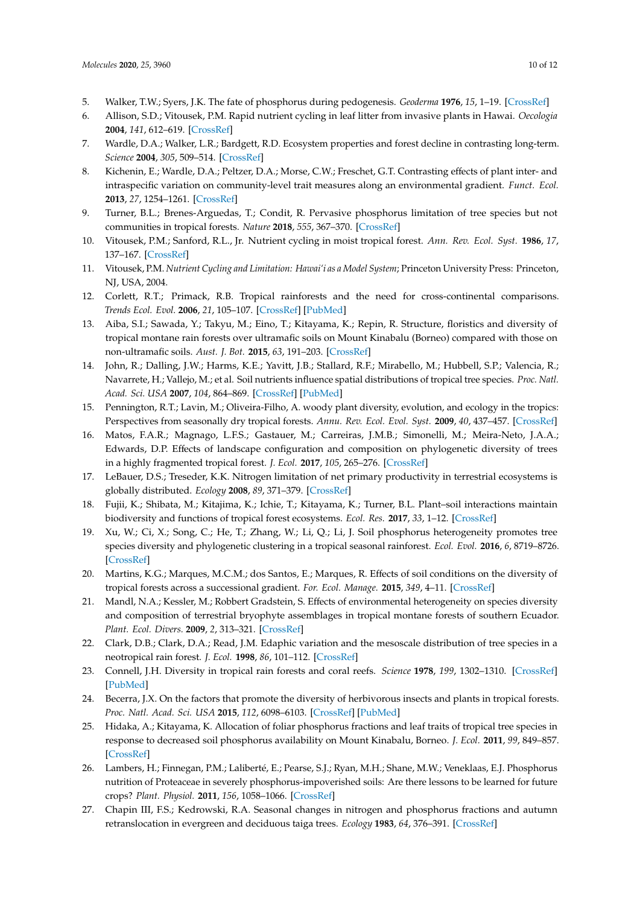5. Walker, T.W.; Syers, J.K. The fate of phosphorus during pedogenesis. *Geoderma* **1976**, *15*, 1–19. [CrossRef]
6. Allison, S.D.; Vitousek, P.M. Rapid nutrient cycling in leaf litter from invasive plants in Hawai. *Oecologia* **2004**, *141*, 612–619. [CrossRef]
7. Wardle, D.A.; Walker, L.R.; Bardgett, R.D. Ecosystem properties and forest decline in contrasting long-term. *Science* **2004**, *305*, 509–514. [CrossRef]
8. Kichenin, E.; Wardle, D.A.; Peltzer, D.A.; Morse, C.W.; Freschet, G.T. Contrasting effects of plant inter- and intraspecific variation on community-level trait measures along an environmental gradient. *Funct. Ecol.* **2013**, *27*, 1254–1261. [CrossRef]
9. Turner, B.L.; Brenes-Arguedas, T.; Condit, R. Pervasive phosphorus limitation of tree species but not communities in tropical forests. *Nature* **2018**, *555*, 367–370. [CrossRef]
10. Vitousek, P.M.; Sanford, R.L., Jr. Nutrient cycling in moist tropical forest. *Ann. Rev. Ecol. Syst.* **1986**, *17*, 137–167. [CrossRef]
11. Vitousek, P.M. *Nutrient Cycling and Limitation: Hawai'i as a Model System*; Princeton University Press: Princeton, NJ, USA, 2004.
12. Corlett, R.T.; Primack, R.B. Tropical rainforests and the need for cross-continental comparisons. *Trends Ecol. Evol.* **2006**, *21*, 105–107. [CrossRef] [PubMed]
13. Aiba, S.I.; Sawada, Y.; Takyu, M.; Eino, T.; Kitayama, K.; Repin, R. Structure, floristics and diversity of tropical montane rain forests over ultramafic soils on Mount Kinabalu (Borneo) compared with those on non-ultramafic soils. *Aust. J. Bot.* **2015**, *63*, 191–203. [CrossRef]
14. John, R.; Dalling, J.W.; Harms, K.E.; Yavitt, J.B.; Stallard, R.F.; Mirabello, M.; Hubbell, S.P.; Valencia, R.; Navarrete, H.; Vallejo, M.; et al. Soil nutrients influence spatial distributions of tropical tree species. *Proc. Natl. Acad. Sci. USA* **2007**, *104*, 864–869. [CrossRef] [PubMed]
15. Pennington, R.T.; Lavin, M.; Oliveira-Filho, A. woody plant diversity, evolution, and ecology in the tropics: Perspectives from seasonally dry tropical forests. *Annu. Rev. Ecol. Evol. Syst.* **2009**, *40*, 437–457. [CrossRef]
16. Matos, F.A.R.; Magnago, L.F.S.; Gastauer, M.; Carreiras, J.M.B.; Simonelli, M.; Meira-Neto, J.A.A.; Edwards, D.P. Effects of landscape configuration and composition on phylogenetic diversity of trees in a highly fragmented tropical forest. *J. Ecol.* **2017**, *105*, 265–276. [CrossRef]
17. LeBauer, D.S.; Treseder, K.K. Nitrogen limitation of net primary productivity in terrestrial ecosystems is globally distributed. *Ecology* **2008**, *89*, 371–379. [CrossRef]
18. Fujii, K.; Shibata, M.; Kitajima, K.; Ichie, T.; Kitayama, K.; Turner, B.L. Plant–soil interactions maintain biodiversity and functions of tropical forest ecosystems. *Ecol. Res.* **2017**, *33*, 1–12. [CrossRef]
19. Xu, W.; Ci, X.; Song, C.; He, T.; Zhang, W.; Li, Q.; Li, J. Soil phosphorus heterogeneity promotes tree species diversity and phylogenetic clustering in a tropical seasonal rainforest. *Ecol. Evol.* **2016**, *6*, 8719–8726. [CrossRef]
20. Martins, K.G.; Marques, M.C.M.; dos Santos, E.; Marques, R. Effects of soil conditions on the diversity of tropical forests across a successional gradient. *For. Ecol. Manage.* **2015**, *349*, 4–11. [CrossRef]
21. Mandl, N.A.; Kessler, M.; Robbert Gradstein, S. Effects of environmental heterogeneity on species diversity and composition of terrestrial bryophyte assemblages in tropical montane forests of southern Ecuador. *Plant. Ecol. Divers.* **2009**, *2*, 313–321. [CrossRef]
22. Clark, D.B.; Clark, D.A.; Read, J.M. Edaphic variation and the mesoscale distribution of tree species in a neotropical rain forest. *J. Ecol.* **1998**, *86*, 101–112. [CrossRef]
23. Connell, J.H. Diversity in tropical rain forests and coral reefs. *Science* **1978**, *199*, 1302–1310. [CrossRef] [PubMed]
24. Becerra, J.X. On the factors that promote the diversity of herbivorous insects and plants in tropical forests. *Proc. Natl. Acad. Sci. USA* **2015**, *112*, 6098–6103. [CrossRef] [PubMed]
25. Hidaka, A.; Kitayama, K. Allocation of foliar phosphorus fractions and leaf traits of tropical tree species in response to decreased soil phosphorus availability on Mount Kinabalu, Borneo. *J. Ecol.* **2011**, *99*, 849–857. [CrossRef]
26. Lambers, H.; Finnegan, P.M.; Laliberté, E.; Pearse, S.J.; Ryan, M.H.; Shane, M.W.; Veneklaas, E.J. Phosphorus nutrition of Proteaceae in severely phosphorus-impoverished soils: Are there lessons to be learned for future crops? *Plant. Physiol.* **2011**, *156*, 1058–1066. [CrossRef]
27. Chapin III, F.S.; Kedrowski, R.A. Seasonal changes in nitrogen and phosphorus fractions and autumn retranslocation in evergreen and deciduous taiga trees. *Ecology* **1983**, *64*, 376–391. [CrossRef]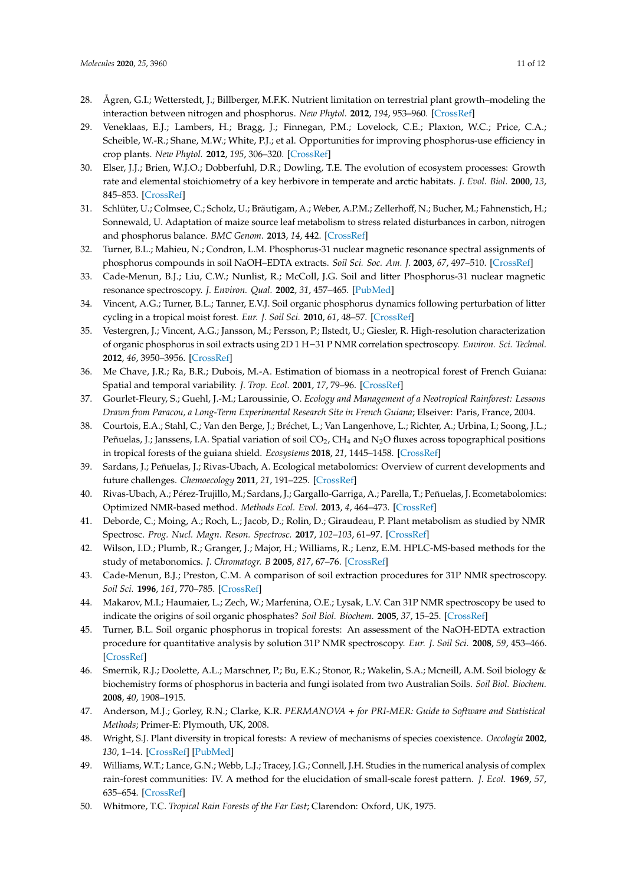28. Ågren, G.I.; Wetterstedt, J.; Billberger, M.F.K. Nutrient limitation on terrestrial plant growth–modeling the interaction between nitrogen and phosphorus. *New Phytol.* **2012**, *194*, 953–960. [CrossRef]
29. Veneklaas, E.J.; Lambers, H.; Bragg, J.; Finnegan, P.M.; Lovelock, C.E.; Plaxton, W.C.; Price, C.A.; Scheible, W.-R.; Shane, M.W.; White, P.J.; et al. Opportunities for improving phosphorus-use efficiency in crop plants. *New Phytol.* **2012**, *195*, 306–320. [CrossRef]
30. Elser, J.J.; Brien, W.J.O.; Dobberfuhl, D.R.; Dowling, T.E. The evolution of ecosystem processes: Growth rate and elemental stoichiometry of a key herbivore in temperate and arctic habitats. *J. Evol. Biol.* **2000**, *13*, 845–853. [CrossRef]
31. Schlüter, U.; Colmsee, C.; Scholz, U.; Bräutigam, A.; Weber, A.P.M.; Zellerhoff, N.; Bucher, M.; Fahnenstich, H.; Sonnewald, U. Adaptation of maize source leaf metabolism to stress related disturbances in carbon, nitrogen and phosphorus balance. *BMC Genom.* **2013**, *14*, 442. [CrossRef]
32. Turner, B.L.; Mahieu, N.; Condron, L.M. Phosphorus-31 nuclear magnetic resonance spectral assignments of phosphorus compounds in soil NaOH–EDTA extracts. *Soil Sci. Soc. Am. J.* **2003**, *67*, 497–510. [CrossRef]
33. Cade-Menun, B.J.; Liu, C.W.; Nunlist, R.; McColl, J.G. Soil and litter Phosphorus-31 nuclear magnetic resonance spectroscopy. *J. Environ. Qual.* **2002**, *31*, 457–465. [PubMed]
34. Vincent, A.G.; Turner, B.L.; Tanner, E.V.J. Soil organic phosphorus dynamics following perturbation of litter cycling in a tropical moist forest. *Eur. J. Soil Sci.* **2010**, *61*, 48–57. [CrossRef]
35. Vestergren, J.; Vincent, A.G.; Jansson, M.; Persson, P.; Ilstedt, U.; Giesler, R. High-resolution characterization of organic phosphorus in soil extracts using 2D 1 H−31 P NMR correlation spectroscopy. *Environ. Sci. Technol.* **2012**, *46*, 3950–3956. [CrossRef]
36. Me Chave, J.R.; Ra, B.R.; Dubois, M.-A. Estimation of biomass in a neotropical forest of French Guiana: Spatial and temporal variability. *J. Trop. Ecol.* **2001**, *17*, 79–96. [CrossRef]
37. Gourlet-Fleury, S.; Guehl, J.-M.; Laroussinie, O. *Ecology and Management of a Neotropical Rainforest: Lessons Drawn from Paracou, a Long-Term Experimental Research Site in French Guiana*; Elseiver: Paris, France, 2004.
38. Courtois, E.A.; Stahl, C.; Van den Berge, J.; Bréchet, L.; Van Langenhove, L.; Richter, A.; Urbina, I.; Soong, J.L.; Peñuelas, J.; Janssens, I.A. Spatial variation of soil $CO_2$, $CH_4$ and $N_2O$ fluxes across topographical positions in tropical forests of the guiana shield. *Ecosystems* **2018**, *21*, 1445–1458. [CrossRef]
39. Sardans, J.; Peñuelas, J.; Rivas-Ubach, A. Ecological metabolomics: Overview of current developments and future challenges. *Chemoecology* **2011**, *21*, 191–225. [CrossRef]
40. Rivas-Ubach, A.; Pérez-Trujillo, M.; Sardans, J.; Gargallo-Garriga, A.; Parella, T.; Peñuelas, J. Ecometabolomics: Optimized NMR-based method. *Methods Ecol. Evol.* **2013**, *4*, 464–473. [CrossRef]
41. Deborde, C.; Moing, A.; Roch, L.; Jacob, D.; Rolin, D.; Giraudeau, P. Plant metabolism as studied by NMR Spectrosc. *Prog. Nucl. Magn. Reson. Spectrosc.* **2017**, *102–103*, 61–97. [CrossRef]
42. Wilson, I.D.; Plumb, R.; Granger, J.; Major, H.; Williams, R.; Lenz, E.M. HPLC-MS-based methods for the study of metabonomics. *J. Chromatogr. B* **2005**, *817*, 67–76. [CrossRef]
43. Cade-Menun, B.J.; Preston, C.M. A comparison of soil extraction procedures for 31P NMR spectroscopy. *Soil Sci.* **1996**, *161*, 770–785. [CrossRef]
44. Makarov, M.I.; Haumaier, L.; Zech, W.; Marfenina, O.E.; Lysak, L.V. Can 31P NMR spectroscopy be used to indicate the origins of soil organic phosphates? *Soil Biol. Biochem.* **2005**, *37*, 15–25. [CrossRef]
45. Turner, B.L. Soil organic phosphorus in tropical forests: An assessment of the NaOH-EDTA extraction procedure for quantitative analysis by solution 31P NMR spectroscopy. *Eur. J. Soil Sci.* **2008**, *59*, 453–466. [CrossRef]
46. Smernik, R.J.; Doolette, A.L.; Marschner, P.; Bu, E.K.; Stonor, R.; Wakelin, S.A.; Mcneill, A.M. Soil biology & biochemistry forms of phosphorus in bacteria and fungi isolated from two Australian Soils. *Soil Biol. Biochem.* **2008**, *40*, 1908–1915.
47. Anderson, M.J.; Gorley, R.N.; Clarke, K.R. *PERMANOVA + for PRI-MER: Guide to Software and Statistical Methods*; Primer-E: Plymouth, UK, 2008.
48. Wright, S.J. Plant diversity in tropical forests: A review of mechanisms of species coexistence. *Oecologia* **2002**, *130*, 1–14. [CrossRef] [PubMed]
49. Williams, W.T.; Lance, G.N.; Webb, L.J.; Tracey, J.G.; Connell, J.H. Studies in the numerical analysis of complex rain-forest communities: IV. A method for the elucidation of small-scale forest pattern. *J. Ecol.* **1969**, *57*, 635–654. [CrossRef]
50. Whitmore, T.C. *Tropical Rain Forests of the Far East*; Clarendon: Oxford, UK, 1975.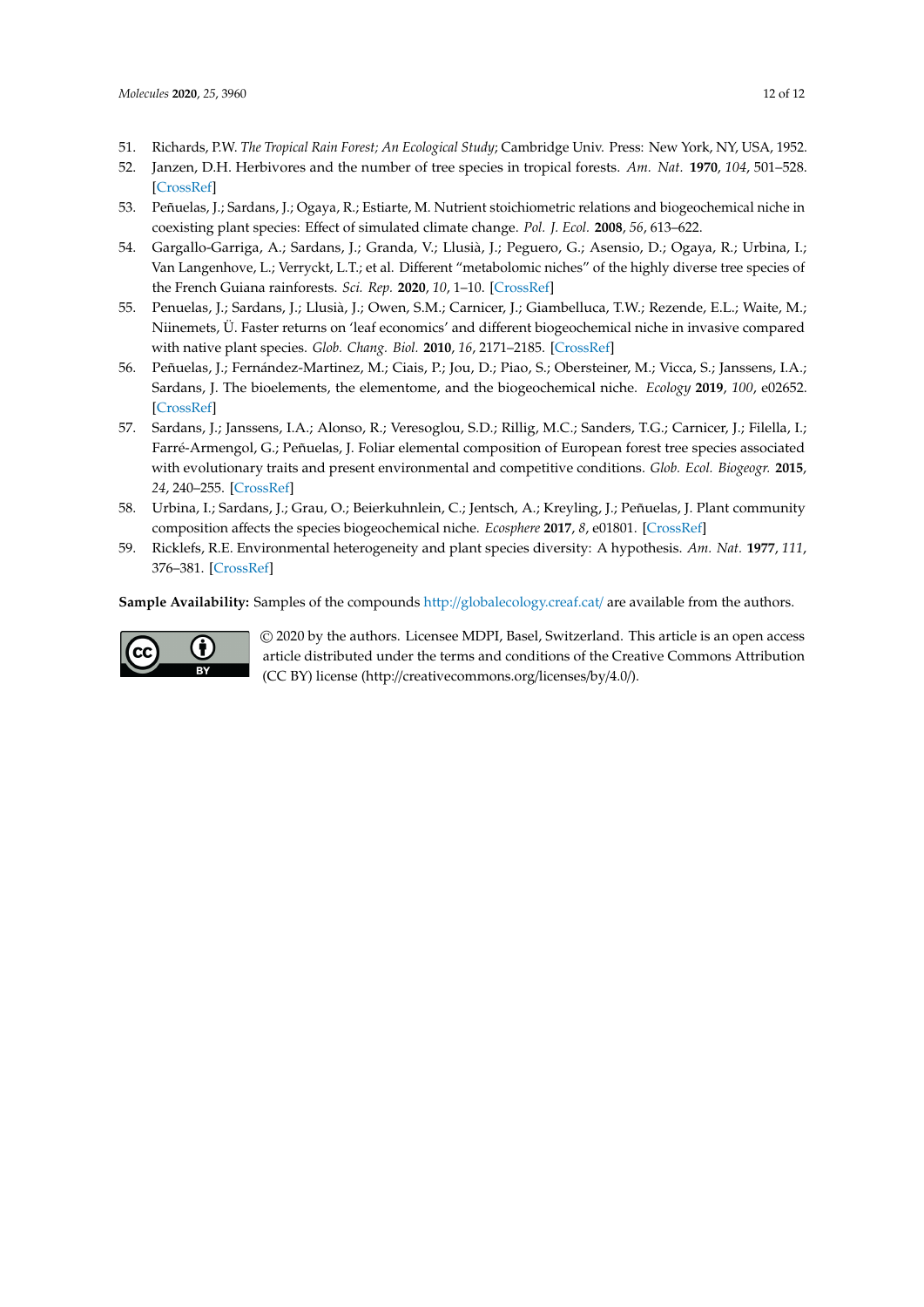51. Richards, P.W. *The Tropical Rain Forest; An Ecological Study*; Cambridge Univ. Press: New York, NY, USA, 1952.
52. Janzen, D.H. Herbivores and the number of tree species in tropical forests. *Am. Nat.* **1970**, *104*, 501–528. [CrossRef]
53. Peñuelas, J.; Sardans, J.; Ogaya, R.; Estiarte, M. Nutrient stoichiometric relations and biogeochemical niche in coexisting plant species: Effect of simulated climate change. *Pol. J. Ecol.* **2008**, *56*, 613–622.
54. Gargallo-Garriga, A.; Sardans, J.; Granda, V.; Llusià, J.; Peguero, G.; Asensio, D.; Ogaya, R.; Urbina, I.; Van Langenhove, L.; Verryckt, L.T.; et al. Different "metabolomic niches" of the highly diverse tree species of the French Guiana rainforests. *Sci. Rep.* **2020**, *10*, 1–10. [CrossRef]
55. Penuelas, J.; Sardans, J.; Llusià, J.; Owen, S.M.; Carnicer, J.; Giambelluca, T.W.; Rezende, E.L.; Waite, M.; Niinemets, Ü. Faster returns on 'leaf economics' and different biogeochemical niche in invasive compared with native plant species. *Glob. Chang. Biol.* **2010**, *16*, 2171–2185. [CrossRef]
56. Peñuelas, J.; Fernández-Martinez, M.; Ciais, P.; Jou, D.; Piao, S.; Obersteiner, M.; Vicca, S.; Janssens, I.A.; Sardans, J. The bioelements, the elementome, and the biogeochemical niche. *Ecology* **2019**, *100*, e02652. [CrossRef]
57. Sardans, J.; Janssens, I.A.; Alonso, R.; Veresoglou, S.D.; Rillig, M.C.; Sanders, T.G.; Carnicer, J.; Filella, I.; Farré-Armengol, G.; Peñuelas, J. Foliar elemental composition of European forest tree species associated with evolutionary traits and present environmental and competitive conditions. *Glob. Ecol. Biogeogr.* **2015**, *24*, 240–255. [CrossRef]
58. Urbina, I.; Sardans, J.; Grau, O.; Beierkuhnlein, C.; Jentsch, A.; Kreyling, J.; Peñuelas, J. Plant community composition affects the species biogeochemical niche. *Ecosphere* **2017**, *8*, e01801. [CrossRef]
59. Ricklefs, R.E. Environmental heterogeneity and plant species diversity: A hypothesis. *Am. Nat.* **1977**, *111*, 376–381. [CrossRef]

**Sample Availability:** Samples of the compounds http://globalecology.creaf.cat/ are available from the authors.

© 2020 by the authors. Licensee MDPI, Basel, Switzerland. This article is an open access article distributed under the terms and conditions of the Creative Commons Attribution (CC BY) license (http://creativecommons.org/licenses/by/4.0/).